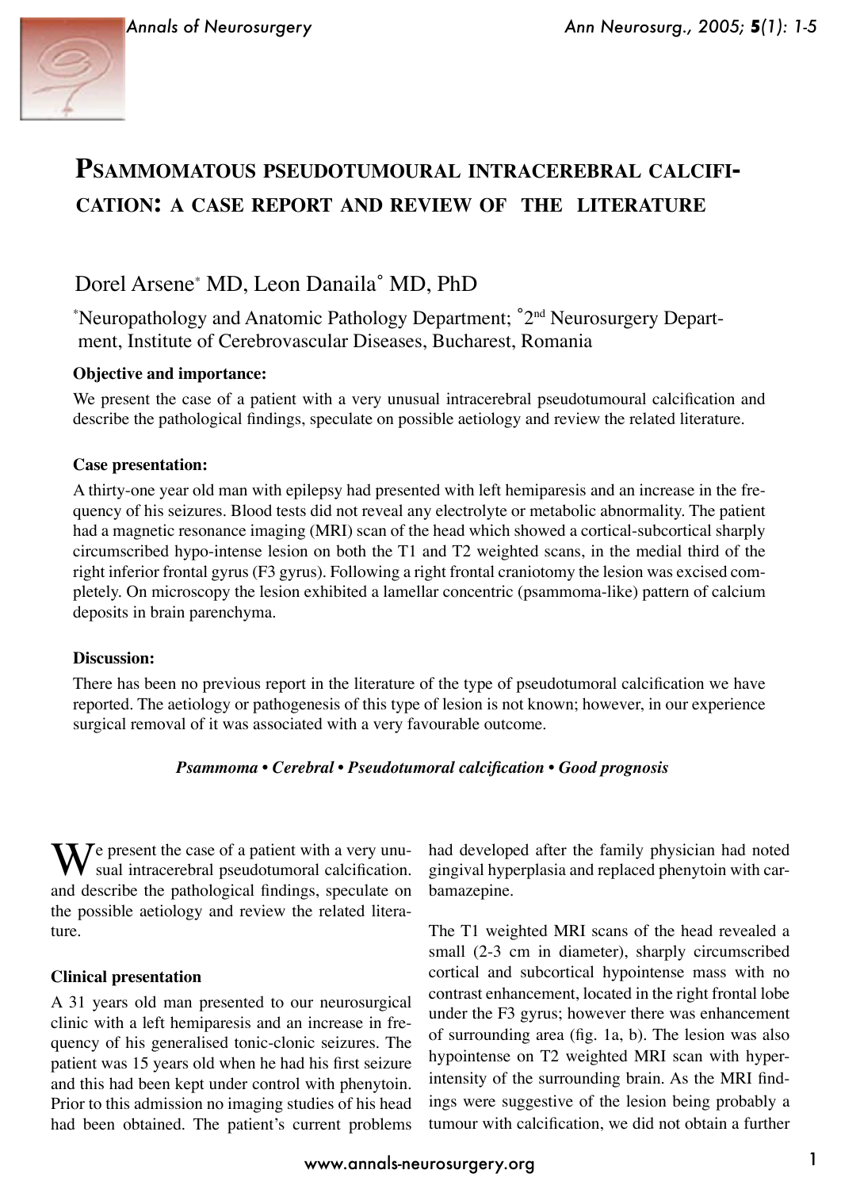# Psammomatous pseudotumoural intracerebral calcification: a case report and review of the literature

Dorel Arsene[*] MD, Leon Danaila[°] MD, PhD

[*]Neuropathology and Anatomic Pathology Department; [°]2nd Neurosurgery Department, Institute of Cerebrovascular Diseases, Bucharest, Romania

**Objective and importance:**

We present the case of a patient with a very unusual intracerebral pseudotumoural calcification and describe the pathological findings, speculate on possible aetiology and review the related literature.

**Case presentation:**

A thirty-one year old man with epilepsy had presented with left hemiparesis and an increase in the frequency of his seizures. Blood tests did not reveal any electrolyte or metabolic abnormality. The patient had a magnetic resonance imaging (MRI) scan of the head which showed a cortical-subcortical sharply circumscribed hypo-intense lesion on both the T1 and T2 weighted scans, in the medial third of the right inferior frontal gyrus (F3 gyrus). Following a right frontal craniotomy the lesion was excised completely. On microscopy the lesion exhibited a lamellar concentric (psammoma-like) pattern of calcium deposits in brain parenchyma.

**Discussion:**

There has been no previous report in the literature of the type of pseudotumoral calcification we have reported. The aetiology or pathogenesis of this type of lesion is not known; however, in our experience surgical removal of it was associated with a very favourable outcome.

***Psammoma • Cerebral • Pseudotumoral calcification • Good prognosis***

We present the case of a patient with a very unusual intracerebral pseudotumoral calcification. and describe the pathological findings, speculate on the possible aetiology and review the related literature.

### Clinical presentation

A 31 years old man presented to our neurosurgical clinic with a left hemiparesis and an increase in frequency of his generalised tonic-clonic seizures. The patient was 15 years old when he had his first seizure and this had been kept under control with phenytoin. Prior to this admission no imaging studies of his head had been obtained. The patient's current problems had developed after the family physician had noted gingival hyperplasia and replaced phenytoin with carbamazepine.

The T1 weighted MRI scans of the head revealed a small (2-3 cm in diameter), sharply circumscribed cortical and subcortical hypointense mass with no contrast enhancement, located in the right frontal lobe under the F3 gyrus; however there was enhancement of surrounding area (fig. 1a, b). The lesion was also hypointense on T2 weighted MRI scan with hyperintensity of the surrounding brain. As the MRI findings were suggestive of the lesion being probably a tumour with calcification, we did not obtain a further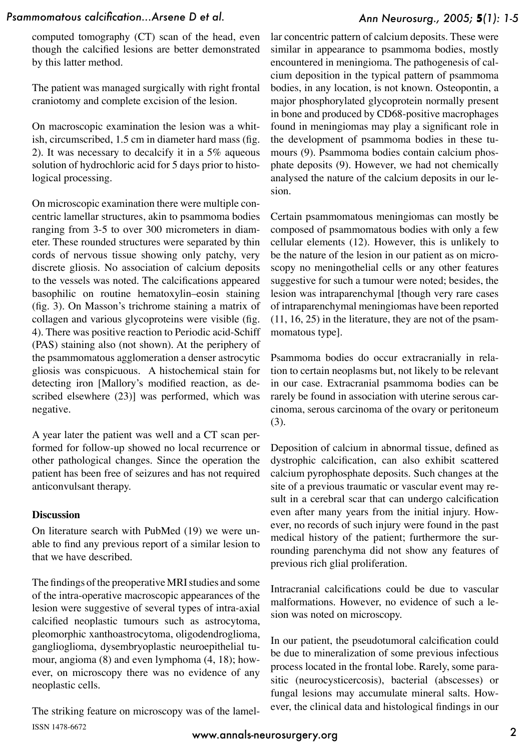computed tomography (CT) scan of the head, even though the calcified lesions are better demonstrated by this latter method.

The patient was managed surgically with right frontal craniotomy and complete excision of the lesion.

On macroscopic examination the lesion was a whitish, circumscribed, 1.5 cm in diameter hard mass (fig. 2). It was necessary to decalcify it in a 5% aqueous solution of hydrochloric acid for 5 days prior to histological processing.

On microscopic examination there were multiple concentric lamellar structures, akin to psammoma bodies ranging from 3-5 to over 300 micrometers in diameter. These rounded structures were separated by thin cords of nervous tissue showing only patchy, very discrete gliosis. No association of calcium deposits to the vessels was noted. The calcifications appeared basophilic on routine hematoxylin–eosin staining (fig. 3). On Masson's trichrome staining a matrix of collagen and various glycoproteins were visible (fig. 4). There was positive reaction to Periodic acid-Schiff (PAS) staining also (not shown). At the periphery of the psammomatous agglomeration a denser astrocytic gliosis was conspicuous. A histochemical stain for detecting iron [Mallory's modified reaction, as described elsewhere (23)] was performed, which was negative.

A year later the patient was well and a CT scan performed for follow-up showed no local recurrence or other pathological changes. Since the operation the patient has been free of seizures and has not required anticonvulsant therapy.

### Discussion

On literature search with PubMed (19) we were unable to find any previous report of a similar lesion to that we have described.

The findings of the preoperative MRI studies and some of the intra-operative macroscopic appearances of the lesion were suggestive of several types of intra-axial calcified neoplastic tumours such as astrocytoma, pleomorphic xanthoastrocytoma, oligodendroglioma, ganglioglioma, dysembryoplastic neuroepithelial tumour, angioma (8) and even lymphoma (4, 18); however, on microscopy there was no evidence of any neoplastic cells.

The striking feature on microscopy was of the lamellar concentric pattern of calcium deposits. These were similar in appearance to psammoma bodies, mostly encountered in meningioma. The pathogenesis of calcium deposition in the typical pattern of psammoma bodies, in any location, is not known. Osteopontin, a major phosphorylated glycoprotein normally present in bone and produced by CD68-positive macrophages found in meningiomas may play a significant role in the development of psammoma bodies in these tumours (9). Psammoma bodies contain calcium phosphate deposits (9). However, we had not chemically analysed the nature of the calcium deposits in our lesion.

Certain psammomatous meningiomas can mostly be composed of psammomatous bodies with only a few cellular elements (12). However, this is unlikely to be the nature of the lesion in our patient as on microscopy no meningothelial cells or any other features suggestive for such a tumour were noted; besides, the lesion was intraparenchymal [though very rare cases of intraparenchymal meningiomas have been reported (11, 16, 25) in the literature, they are not of the psammomatous type].

Psammoma bodies do occur extracranially in relation to certain neoplasms but, not likely to be relevant in our case. Extracranial psammoma bodies can be rarely be found in association with uterine serous carcinoma, serous carcinoma of the ovary or peritoneum (3).

Deposition of calcium in abnormal tissue, defined as dystrophic calcification, can also exhibit scattered calcium pyrophosphate deposits. Such changes at the site of a previous traumatic or vascular event may result in a cerebral scar that can undergo calcification even after many years from the initial injury. However, no records of such injury were found in the past medical history of the patient; furthermore the surrounding parenchyma did not show any features of previous rich glial proliferation.

Intracranial calcifications could be due to vascular malformations. However, no evidence of such a lesion was noted on microscopy.

In our patient, the pseudotumoral calcification could be due to mineralization of some previous infectious process located in the frontal lobe. Rarely, some parasitic (neurocysticercosis), bacterial (abscesses) or fungal lesions may accumulate mineral salts. However, the clinical data and histological findings in our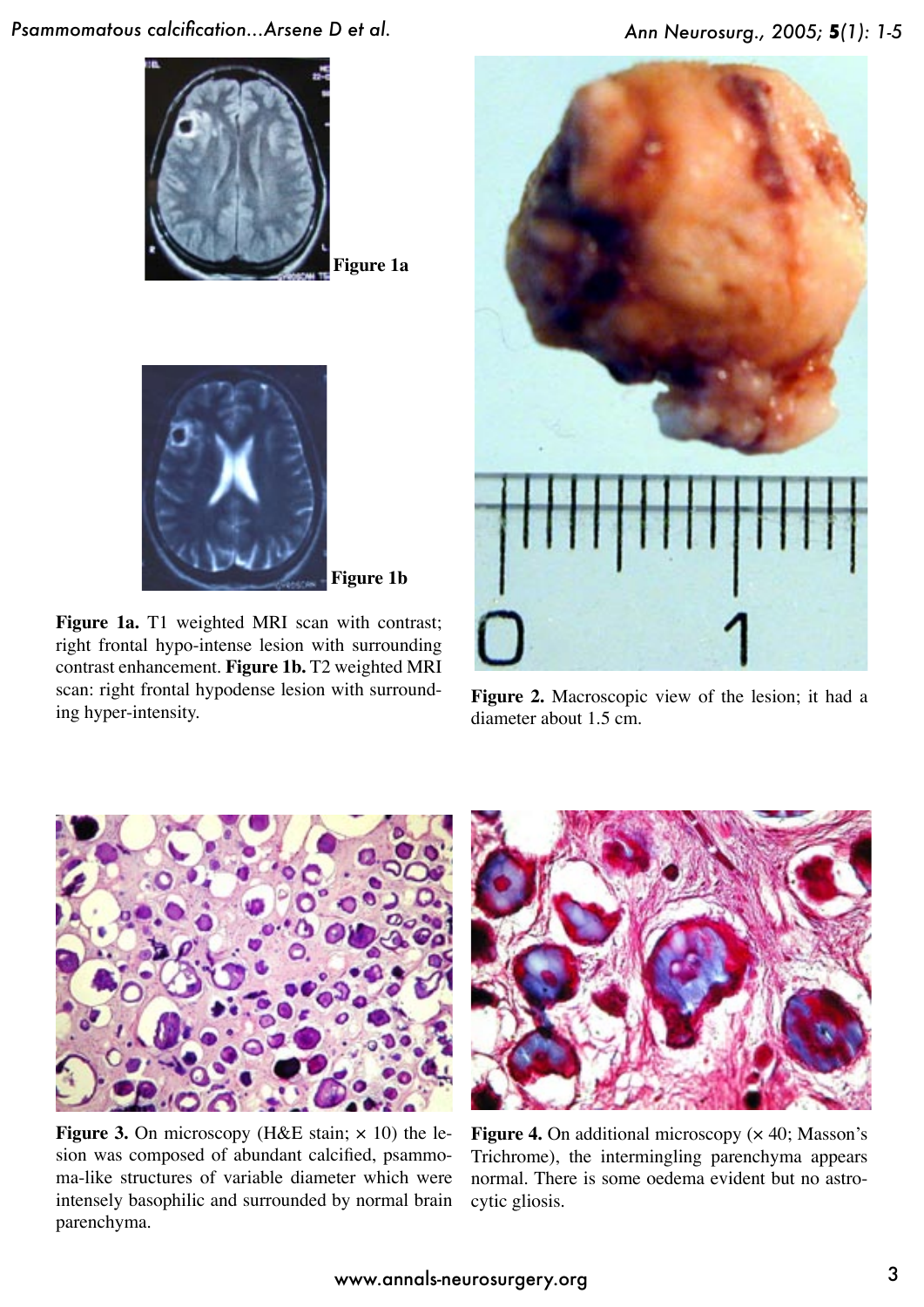Figure 1a

Figure 1b

**Figure 1a.** T1 weighted MRI scan with contrast; right frontal hypo-intense lesion with surrounding contrast enhancement. **Figure 1b.** T2 weighted MRI scan: right frontal hypodense lesion with surrounding hyper-intensity.

**Figure 2.** Macroscopic view of the lesion; it had a diameter about 1.5 cm.

**Figure 3.** On microscopy (H&E stain; × 10) the lesion was composed of abundant calcified, psammoma-like structures of variable diameter which were intensely basophilic and surrounded by normal brain parenchyma.

**Figure 4.** On additional microscopy (× 40; Masson's Trichrome), the intermingling parenchyma appears normal. There is some oedema evident but no astrocytic gliosis.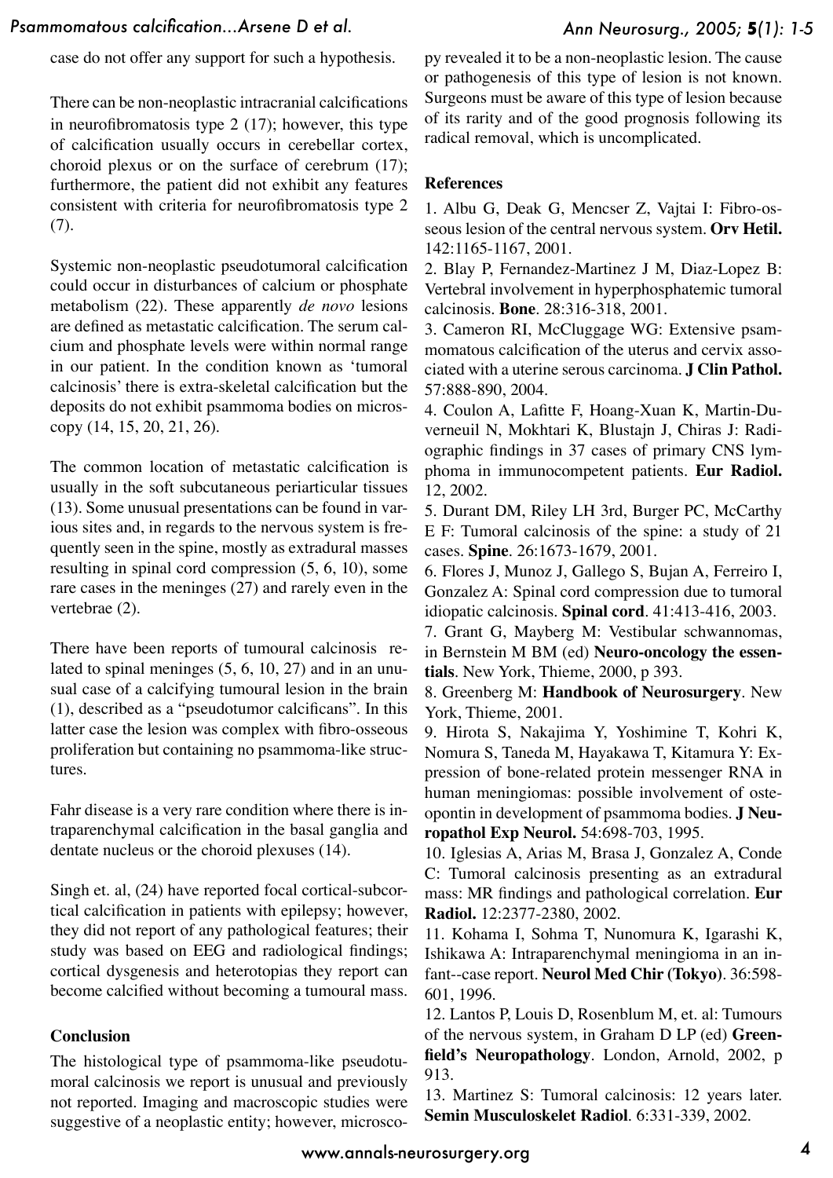case do not offer any support for such a hypothesis.

There can be non-neoplastic intracranial calcifications in neurofibromatosis type 2 (17); however, this type of calcification usually occurs in cerebellar cortex, choroid plexus or on the surface of cerebrum (17); furthermore, the patient did not exhibit any features consistent with criteria for neurofibromatosis type 2 (7).

Systemic non-neoplastic pseudotumoral calcification could occur in disturbances of calcium or phosphate metabolism (22). These apparently *de novo* lesions are defined as metastatic calcification. The serum calcium and phosphate levels were within normal range in our patient. In the condition known as 'tumoral calcinosis' there is extra-skeletal calcification but the deposits do not exhibit psammoma bodies on microscopy (14, 15, 20, 21, 26).

The common location of metastatic calcification is usually in the soft subcutaneous periarticular tissues (13). Some unusual presentations can be found in various sites and, in regards to the nervous system is frequently seen in the spine, mostly as extradural masses resulting in spinal cord compression (5, 6, 10), some rare cases in the meninges (27) and rarely even in the vertebrae (2).

There have been reports of tumoural calcinosis related to spinal meninges (5, 6, 10, 27) and in an unusual case of a calcifying tumoural lesion in the brain (1), described as a "pseudotumor calcificans". In this latter case the lesion was complex with fibro-osseous proliferation but containing no psammoma-like structures.

Fahr disease is a very rare condition where there is intraparenchymal calcification in the basal ganglia and dentate nucleus or the choroid plexuses (14).

Singh et. al, (24) have reported focal cortical-subcortical calcification in patients with epilepsy; however, they did not report of any pathological features; their study was based on EEG and radiological findings; cortical dysgenesis and heterotopias they report can become calcified without becoming a tumoural mass.

## Conclusion

The histological type of psammoma-like pseudotumoral calcinosis we report is unusual and previously not reported. Imaging and macroscopic studies were suggestive of a neoplastic entity; however, microscopy revealed it to be a non-neoplastic lesion. The cause or pathogenesis of this type of lesion is not known. Surgeons must be aware of this type of lesion because of its rarity and of the good prognosis following its radical removal, which is uncomplicated.

## References

1. Albu G, Deak G, Mencser Z, Vajtai I: Fibro-osseous lesion of the central nervous system. **Orv Hetil.** 142:1165-1167, 2001.
2. Blay P, Fernandez-Martinez J M, Diaz-Lopez B: Vertebral involvement in hyperphosphatemic tumoral calcinosis. **Bone**. 28:316-318, 2001.
3. Cameron RI, McCluggage WG: Extensive psammomatous calcification of the uterus and cervix associated with a uterine serous carcinoma. **J Clin Pathol.** 57:888-890, 2004.
4. Coulon A, Lafitte F, Hoang-Xuan K, Martin-Duverneuil N, Mokhtari K, Blustajn J, Chiras J: Radiographic findings in 37 cases of primary CNS lymphoma in immunocompetent patients. **Eur Radiol.** 12, 2002.
5. Durant DM, Riley LH 3rd, Burger PC, McCarthy E F: Tumoral calcinosis of the spine: a study of 21 cases. **Spine**. 26:1673-1679, 2001.
6. Flores J, Munoz J, Gallego S, Bujan A, Ferreiro I, Gonzalez A: Spinal cord compression due to tumoral idiopatic calcinosis. **Spinal cord**. 41:413-416, 2003.
7. Grant G, Mayberg M: Vestibular schwannomas, in Bernstein M BM (ed) **Neuro-oncology the essentials**. New York, Thieme, 2000, p 393.
8. Greenberg M: **Handbook of Neurosurgery**. New York, Thieme, 2001.
9. Hirota S, Nakajima Y, Yoshimine T, Kohri K, Nomura S, Taneda M, Hayakawa T, Kitamura Y: Expression of bone-related protein messenger RNA in human meningiomas: possible involvement of osteopontin in development of psammoma bodies. **J Neuropathol Exp Neurol.** 54:698-703, 1995.
10. Iglesias A, Arias M, Brasa J, Gonzalez A, Conde C: Tumoral calcinosis presenting as an extradural mass: MR findings and pathological correlation. **Eur Radiol.** 12:2377-2380, 2002.
11. Kohama I, Sohma T, Nunomura K, Igarashi K, Ishikawa A: Intraparenchymal meningioma in an infant--case report. **Neurol Med Chir (Tokyo)**. 36:598-601, 1996.
12. Lantos P, Louis D, Rosenblum M, et. al: Tumours of the nervous system, in Graham D LP (ed) **Greenfield's Neuropathology**. London, Arnold, 2002, p 913.
13. Martinez S: Tumoral calcinosis: 12 years later. **Semin Musculoskelet Radiol**. 6:331-339, 2002.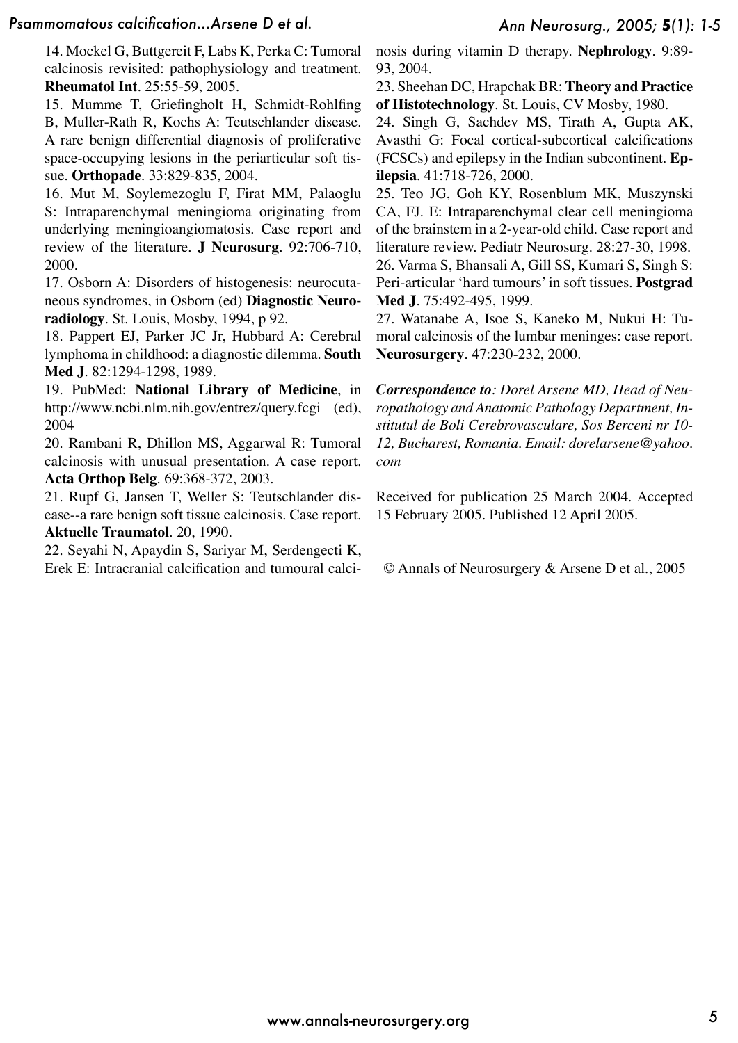14. Mockel G, Buttgereit F, Labs K, Perka C: Tumoral calcinosis revisited: pathophysiology and treatment. **Rheumatol Int**. 25:55-59, 2005.

15. Mumme T, Griefingholt H, Schmidt-Rohlfing B, Muller-Rath R, Kochs A: Teutschlander disease. A rare benign differential diagnosis of proliferative space-occupying lesions in the periarticular soft tissue. **Orthopade**. 33:829-835, 2004.

16. Mut M, Soylemezoglu F, Firat MM, Palaoglu S: Intraparenchymal meningioma originating from underlying meningioangiomatosis. Case report and review of the literature. **J Neurosurg**. 92:706-710, 2000.

17. Osborn A: Disorders of histogenesis: neurocutaneous syndromes, in Osborn (ed) **Diagnostic Neuroradiology**. St. Louis, Mosby, 1994, p 92.

18. Pappert EJ, Parker JC Jr, Hubbard A: Cerebral lymphoma in childhood: a diagnostic dilemma. **South Med J**. 82:1294-1298, 1989.

19. PubMed: **National Library of Medicine**, in http://www.ncbi.nlm.nih.gov/entrez/query.fcgi (ed), 2004

20. Rambani R, Dhillon MS, Aggarwal R: Tumoral calcinosis with unusual presentation. A case report. **Acta Orthop Belg**. 69:368-372, 2003.

21. Rupf G, Jansen T, Weller S: Teutschlander disease--a rare benign soft tissue calcinosis. Case report. **Aktuelle Traumatol**. 20, 1990.

22. Seyahi N, Apaydin S, Sariyar M, Serdengecti K, Erek E: Intracranial calcification and tumoural calcinosis during vitamin D therapy. **Nephrology**. 9:89-93, 2004.

23. Sheehan DC, Hrapchak BR: **Theory and Practice of Histotechnology**. St. Louis, CV Mosby, 1980.

24. Singh G, Sachdev MS, Tirath A, Gupta AK, Avasthi G: Focal cortical-subcortical calcifications (FCSCs) and epilepsy in the Indian subcontinent. **Epilepsia**. 41:718-726, 2000.

25. Teo JG, Goh KY, Rosenblum MK, Muszynski CA, FJ. E: Intraparenchymal clear cell meningioma of the brainstem in a 2-year-old child. Case report and literature review. Pediatr Neurosurg. 28:27-30, 1998.

26. Varma S, Bhansali A, Gill SS, Kumari S, Singh S: Peri-articular 'hard tumours' in soft tissues. **Postgrad Med J**. 75:492-495, 1999.

27. Watanabe A, Isoe S, Kaneko M, Nukui H: Tumoral calcinosis of the lumbar meninges: case report. **Neurosurgery**. 47:230-232, 2000.

***Correspondence to****: Dorel Arsene MD, Head of Neuropathology and Anatomic Pathology Department, Institutul de Boli Cerebrovasculare, Sos Berceni nr 10-12, Bucharest, Romania. Email: dorelarsene@yahoo.com*

Received for publication 25 March 2004. Accepted 15 February 2005. Published 12 April 2005.

© Annals of Neurosurgery & Arsene D et al., 2005